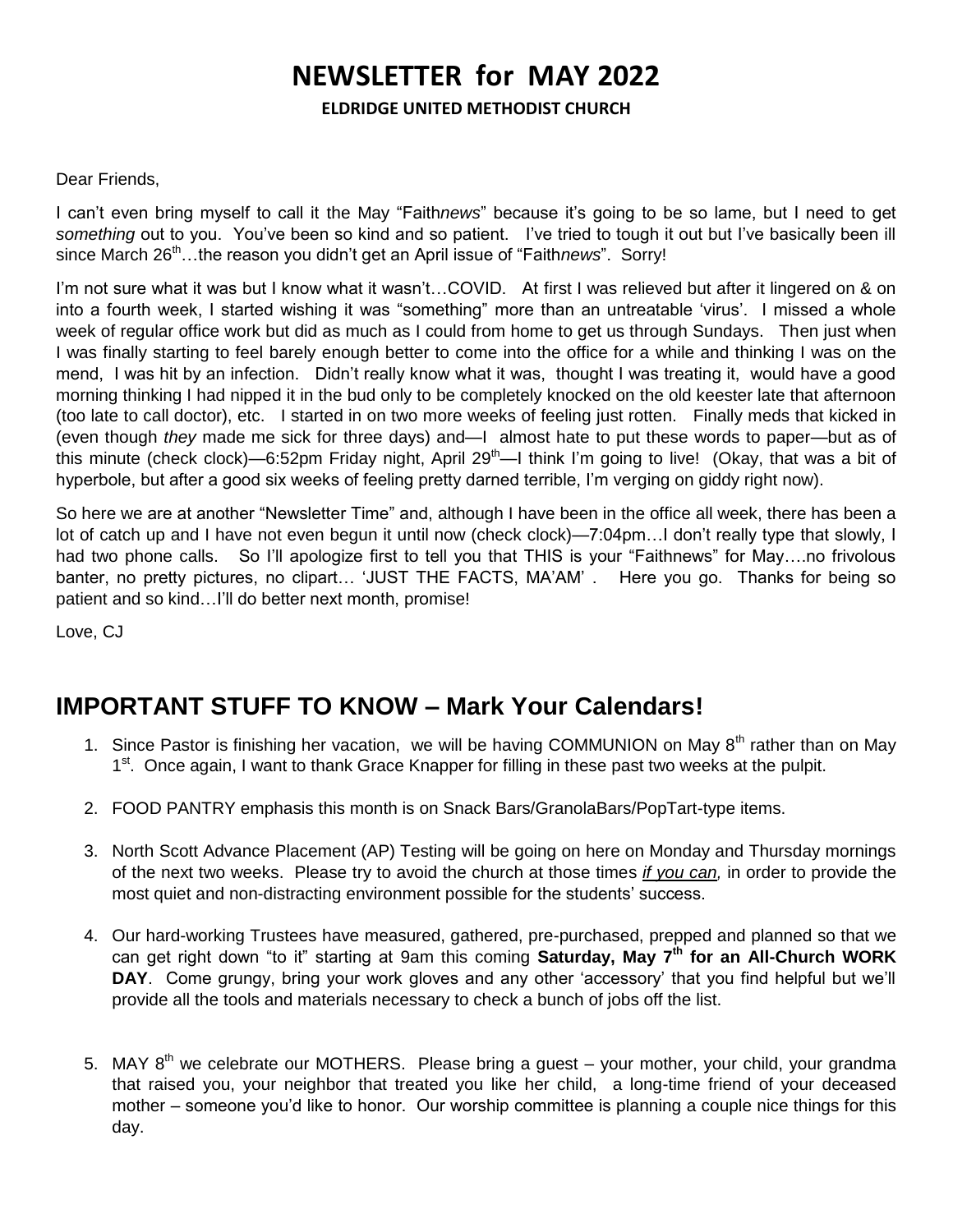# NEWSLETTER for MAY 2022

**ELDRIDGE UNITED METHODIST CHURCH**

Dear Friends,

I can't even bring myself to call it the May "Faith*news*" because it's going to be so lame, but I need to get *something* out to you. You've been so kind and so patient. I've tried to tough it out but I've basically been ill since March 26th…the reason you didn't get an April issue of "Faith*news*". Sorry!

I'm not sure what it was but I know what it wasn't…COVID. At first I was relieved but after it lingered on & on into a fourth week, I started wishing it was "something" more than an untreatable 'virus'. I missed a whole week of regular office work but did as much as I could from home to get us through Sundays. Then just when I was finally starting to feel barely enough better to come into the office for a while and thinking I was on the mend, I was hit by an infection. Didn't really know what it was, thought I was treating it, would have a good morning thinking I had nipped it in the bud only to be completely knocked on the old keester late that afternoon (too late to call doctor), etc. I started in on two more weeks of feeling just rotten. Finally meds that kicked in (even though *they* made me sick for three days) and—I almost hate to put these words to paper—but as of this minute (check clock)—6:52pm Friday night, April 29th—I think I'm going to live! (Okay, that was a bit of hyperbole, but after a good six weeks of feeling pretty darned terrible, I'm verging on giddy right now).

So here we are at another "Newsletter Time" and, although I have been in the office all week, there has been a lot of catch up and I have not even begun it until now (check clock)—7:04pm…I don't really type that slowly, I had two phone calls. So I'll apologize first to tell you that THIS is your "Faithnews" for May….no frivolous banter, no pretty pictures, no clipart… 'JUST THE FACTS, MA'AM' . Here you go. Thanks for being so patient and so kind…I'll do better next month, promise!

Love, CJ

## IMPORTANT STUFF TO KNOW – Mark Your Calendars!

1. Since Pastor is finishing her vacation, we will be having COMMUNION on May 8th rather than on May 1st. Once again, I want to thank Grace Knapper for filling in these past two weeks at the pulpit.

2. FOOD PANTRY emphasis this month is on Snack Bars/GranolaBars/PopTart-type items.

3. North Scott Advance Placement (AP) Testing will be going on here on Monday and Thursday mornings of the next two weeks. Please try to avoid the church at those times ***if you can,*** in order to provide the most quiet and non-distracting environment possible for the students' success.

4. Our hard-working Trustees have measured, gathered, pre-purchased, prepped and planned so that we can get right down "to it" starting at 9am this coming **Saturday, May 7th for an All-Church WORK DAY**. Come grungy, bring your work gloves and any other 'accessory' that you find helpful but we'll provide all the tools and materials necessary to check a bunch of jobs off the list.

5. MAY 8th we celebrate our MOTHERS. Please bring a guest – your mother, your child, your grandma that raised you, your neighbor that treated you like her child, a long-time friend of your deceased mother – someone you'd like to honor. Our worship committee is planning a couple nice things for this day.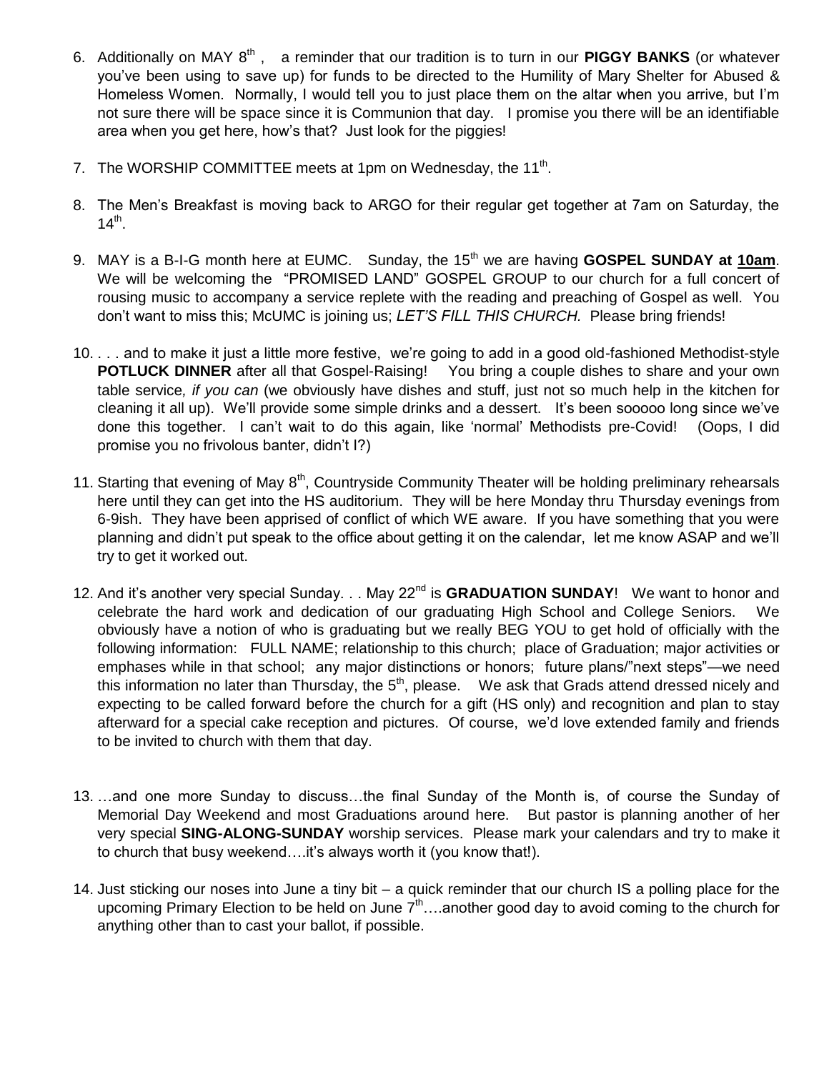6. Additionally on MAY 8th , a reminder that our tradition is to turn in our **PIGGY BANKS** (or whatever you've been using to save up) for funds to be directed to the Humility of Mary Shelter for Abused & Homeless Women. Normally, I would tell you to just place them on the altar when you arrive, but I'm not sure there will be space since it is Communion that day. I promise you there will be an identifiable area when you get here, how's that? Just look for the piggies!

7. The WORSHIP COMMITTEE meets at 1pm on Wednesday, the 11th.

8. The Men's Breakfast is moving back to ARGO for their regular get together at 7am on Saturday, the 14th.

9. MAY is a B-I-G month here at EUMC. Sunday, the 15th we are having **GOSPEL SUNDAY at <u>10am</u>**. We will be welcoming the "PROMISED LAND" GOSPEL GROUP to our church for a full concert of rousing music to accompany a service replete with the reading and preaching of Gospel as well. You don't want to miss this; McUMC is joining us; *LET'S FILL THIS CHURCH.* Please bring friends!

10. . . . and to make it just a little more festive, we're going to add in a good old-fashioned Methodist-style **POTLUCK DINNER** after all that Gospel-Raising! You bring a couple dishes to share and your own table service*, if you can* (we obviously have dishes and stuff, just not so much help in the kitchen for cleaning it all up). We'll provide some simple drinks and a dessert. It's been sooooo long since we've done this together. I can't wait to do this again, like 'normal' Methodists pre-Covid! (Oops, I did promise you no frivolous banter, didn't I?)

11. Starting that evening of May 8th, Countryside Community Theater will be holding preliminary rehearsals here until they can get into the HS auditorium. They will be here Monday thru Thursday evenings from 6-9ish. They have been apprised of conflict of which WE aware. If you have something that you were planning and didn't put speak to the office about getting it on the calendar, let me know ASAP and we'll try to get it worked out.

12. And it's another very special Sunday. . . May 22nd is **GRADUATION SUNDAY**! We want to honor and celebrate the hard work and dedication of our graduating High School and College Seniors. We obviously have a notion of who is graduating but we really BEG YOU to get hold of officially with the following information: FULL NAME; relationship to this church; place of Graduation; major activities or emphases while in that school; any major distinctions or honors; future plans/"next steps"—we need this information no later than Thursday, the 5th, please. We ask that Grads attend dressed nicely and expecting to be called forward before the church for a gift (HS only) and recognition and plan to stay afterward for a special cake reception and pictures. Of course, we'd love extended family and friends to be invited to church with them that day.

13. …and one more Sunday to discuss…the final Sunday of the Month is, of course the Sunday of Memorial Day Weekend and most Graduations around here. But pastor is planning another of her very special **SING-ALONG-SUNDAY** worship services. Please mark your calendars and try to make it to church that busy weekend….it's always worth it (you know that!).

14. Just sticking our noses into June a tiny bit – a quick reminder that our church IS a polling place for the upcoming Primary Election to be held on June 7th….another good day to avoid coming to the church for anything other than to cast your ballot, if possible.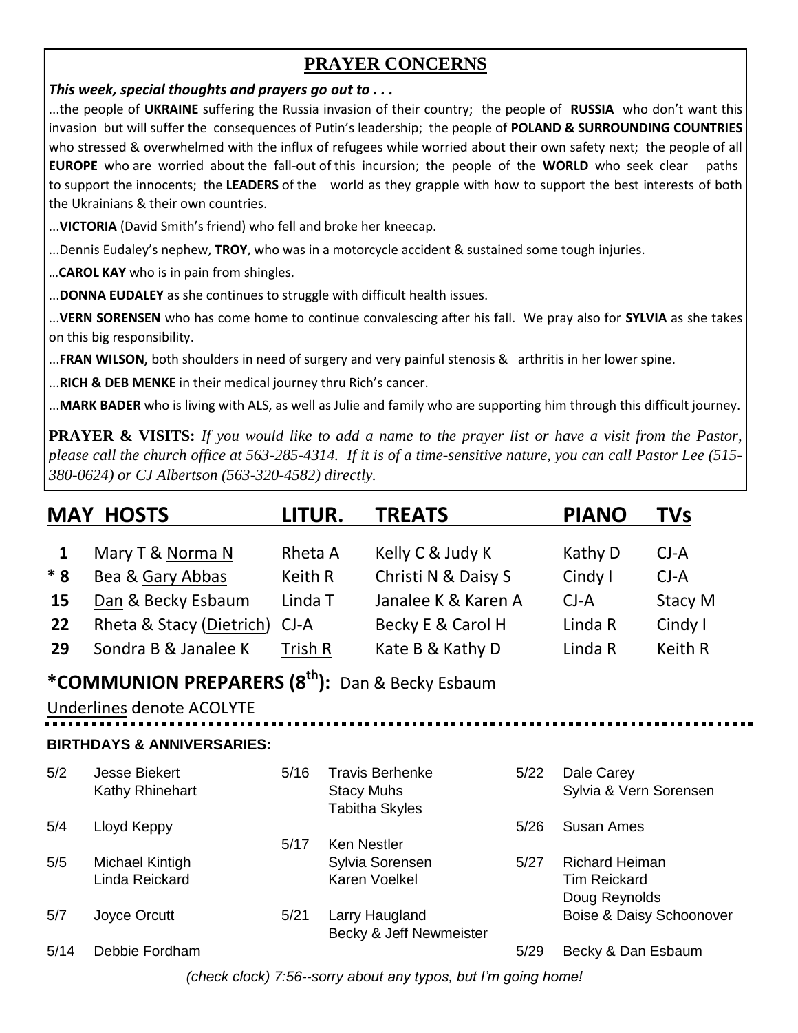## PRAYER CONCERNS

***This week, special thoughts and prayers go out to . . .***

...the people of **UKRAINE** suffering the Russia invasion of their country; the people of **RUSSIA** who don't want this invasion but will suffer the consequences of Putin's leadership; the people of **POLAND & SURROUNDING COUNTRIES** who stressed & overwhelmed with the influx of refugees while worried about their own safety next; the people of all **EUROPE** who are worried about the fall-out of this incursion; the people of the **WORLD** who seek clear paths to support the innocents; the **LEADERS** of the world as they grapple with how to support the best interests of both the Ukrainians & their own countries.

...**VICTORIA** (David Smith's friend) who fell and broke her kneecap.

...Dennis Eudaley's nephew, **TROY**, who was in a motorcycle accident & sustained some tough injuries.

...**CAROL KAY** who is in pain from shingles.

...**DONNA EUDALEY** as she continues to struggle with difficult health issues.

...**VERN SORENSEN** who has come home to continue convalescing after his fall. We pray also for **SYLVIA** as she takes on this big responsibility.

...**FRAN WILSON,** both shoulders in need of surgery and very painful stenosis & arthritis in her lower spine.

...**RICH & DEB MENKE** in their medical journey thru Rich's cancer.

...**MARK BADER** who is living with ALS, as well as Julie and family who are supporting him through this difficult journey.

**PRAYER & VISITS:** *If you would like to add a name to the prayer list or have a visit from the Pastor, please call the church office at 563-285-4314. If it is of a time-sensitive nature, you can call Pastor Lee (515-380-0624) or CJ Albertson (563-320-4582) directly.*

| MAY | HOSTS | LITUR. | TREATS | PIANO | TVs |
|---|---|---|---|---|---|
| 1 | Mary T & Norma N | Rheta A | Kelly C & Judy K | Kathy D | CJ-A |
| * 8 | Bea & Gary Abbas | Keith R | Christi N & Daisy S | Cindy I | CJ-A |
| 15 | Dan & Becky Esbaum | Linda T | Janalee K & Karen A | CJ-A | Stacy M |
| 22 | Rheta & Stacy (Dietrich) | CJ-A | Becky E & Carol H | Linda R | Cindy I |
| 29 | Sondra B & Janalee K | Trish R | Kate B & Kathy D | Linda R | Keith R |

**\*COMMUNION PREPARERS (8th):** Dan & Becky Esbaum

Underlines denote ACOLYTE

**BIRTHDAYS & ANNIVERSARIES:**

| | | | | | |
|---|---|---|---|---|---|
| 5/2 | Jesse Biekert<br>Kathy Rhinehart | 5/16 | Travis Berhenke<br>Stacy Muhs<br>Tabitha Skyles | 5/22 | Dale Carey<br>Sylvia & Vern Sorensen |
| 5/4 | Lloyd Keppy | 5/17 | Ken Nestler<br>Sylvia Sorensen<br>Karen Voelkel | 5/26 | Susan Ames |
| 5/5 | Michael Kintigh<br>Linda Reickard | | | 5/27 | Richard Heiman<br>Tim Reickard<br>Doug Reynolds<br>Boise & Daisy Schoonover |
| 5/7 | Joyce Orcutt | 5/21 | Larry Haugland<br>Becky & Jeff Newmeister | | |
| 5/14 | Debbie Fordham | | | 5/29 | Becky & Dan Esbaum |

*(check clock) 7:56--sorry about any typos, but I'm going home!*